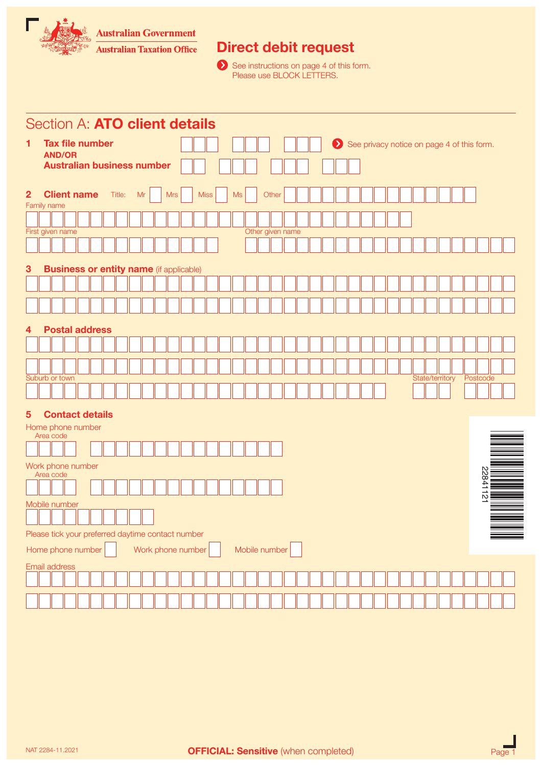Australian Government
Australian Taxation Office

# Direct debit request

See instructions on page 4 of this form.
Please use BLOCK LETTERS.

## Section A: ATO client details

**1 Tax file number**
**AND/OR**
**Australian business number**

See privacy notice on page 4 of this form.

**2 Client name** Title: Mr ☐ Mrs ☐ Miss ☐ Ms ☐ Other

Family name

First given name

Other given name

**3 Business or entity name** (if applicable)

**4 Postal address**

Suburb or town

State/territory

Postcode

**5 Contact details**

Home phone number
Area code

Work phone number
Area code

Mobile number

Please tick your preferred daytime contact number

Home phone number ☐ Work phone number ☐ Mobile number ☐

Email address

22841121

NAT 2284-11.2021

**OFFICIAL: Sensitive** (when completed)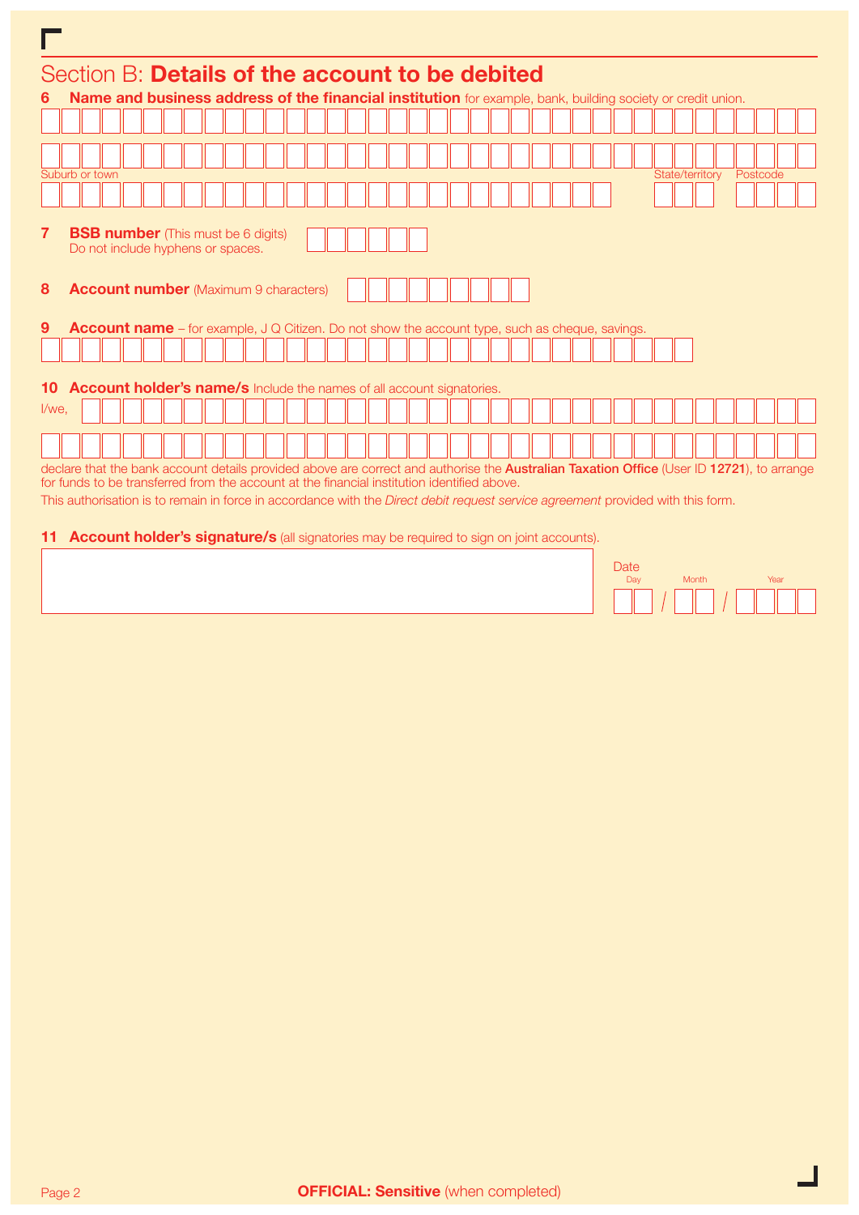## Section B: **Details of the account to be debited**

**6 Name and business address of the financial institution** for example, bank, building society or credit union.

Suburb or town

State/territory

Postcode

**7 BSB number** (This must be 6 digits)
Do not include hyphens or spaces.

**8 Account number** (Maximum 9 characters)

**9 Account name** – for example, J Q Citizen. Do not show the account type, such as cheque, savings.

**10 Account holder's name/s** Include the names of all account signatories.

I/we,

declare that the bank account details provided above are correct and authorise the **Australian Taxation Office** (User ID **12721**), to arrange for funds to be transferred from the account at the financial institution identified above.

This authorisation is to remain in force in accordance with the *Direct debit request service agreement* provided with this form.

**11 Account holder's signature/s** (all signatories may be required to sign on joint accounts).

Date
Day / Month / Year

**OFFICIAL: Sensitive** (when completed)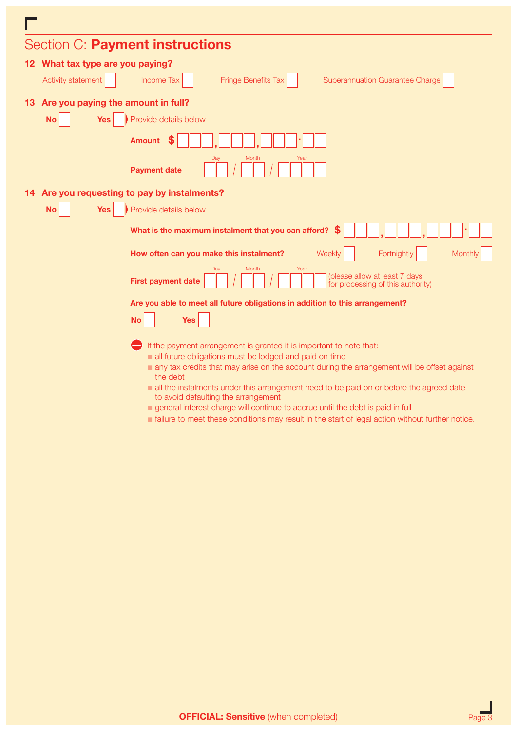## Section C: **Payment instructions**

### 12 What tax type are you paying?

Activity statement ☐  Income Tax ☐  Fringe Benefits Tax ☐  Superannuation Guarantee Charge ☐

### 13 Are you paying the amount in full?

**No** ☐  **Yes** ☐ ▶ Provide details below

**Amount** $ ___,___,___.__

**Payment date** Day / Month / Year

### 14 Are you requesting to pay by instalments?

**No** ☐  **Yes** ☐ ▶ Provide details below

**What is the maximum instalment that you can afford?** $ ___,___,___.__

**How often can you make this instalment?** Weekly ☐  Fortnightly ☐  Monthly ☐

**First payment date** Day / Month / Year (please allow at least 7 days for processing of this authority)

**Are you able to meet all future obligations in addition to this arrangement?**

**No** ☐  **Yes** ☐

If the payment arrangement is granted it is important to note that:

- all future obligations must be lodged and paid on time
- any tax credits that may arise on the account during the arrangement will be offset against the debt
- all the instalments under this arrangement need to be paid on or before the agreed date to avoid defaulting the arrangement
- general interest charge will continue to accrue until the debt is paid in full
- failure to meet these conditions may result in the start of legal action without further notice.

**OFFICIAL: Sensitive** (when completed)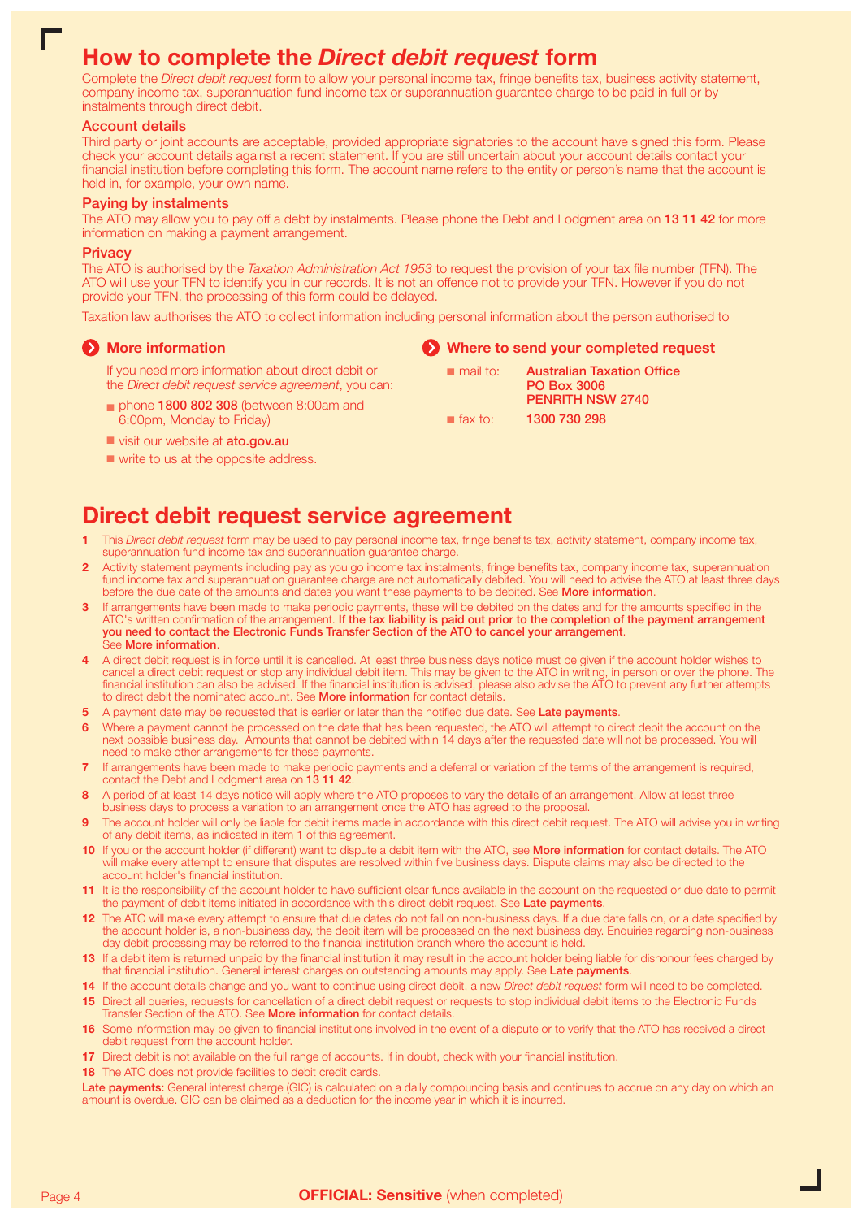# How to complete the *Direct debit request* form

Complete the *Direct debit request* form to allow your personal income tax, fringe benefits tax, business activity statement, company income tax, superannuation fund income tax or superannuation guarantee charge to be paid in full or by instalments through direct debit.

### Account details

Third party or joint accounts are acceptable, provided appropriate signatories to the account have signed this form. Please check your account details against a recent statement. If you are still uncertain about your account details contact your financial institution before completing this form. The account name refers to the entity or person's name that the account is held in, for example, your own name.

### Paying by instalments

The ATO may allow you to pay off a debt by instalments. Please phone the Debt and Lodgment area on **13 11 42** for more information on making a payment arrangement.

### Privacy

The ATO is authorised by the *Taxation Administration Act 1953* to request the provision of your tax file number (TFN). The ATO will use your TFN to identify you in our records. It is not an offence not to provide your TFN. However if you do not provide your TFN, the processing of this form could be delayed.

Taxation law authorises the ATO to collect information including personal information about the person authorised to

### More information

If you need more information about direct debit or the *Direct debit request service agreement*, you can:

- phone **1800 802 308** (between 8:00am and 6:00pm, Monday to Friday)
- visit our website at **ato.gov.au**
- write to us at the opposite address.

### Where to send your completed request

- mail to: **Australian Taxation Office**
  **PO Box 3006**
  **PENRITH NSW 2740**
- fax to: **1300 730 298**

# Direct debit request service agreement

1. This *Direct debit request* form may be used to pay personal income tax, fringe benefits tax, activity statement, company income tax, superannuation fund income tax and superannuation guarantee charge.
2. Activity statement payments including pay as you go income tax instalments, fringe benefits tax, company income tax, superannuation fund income tax and superannuation guarantee charge are not automatically debited. You will need to advise the ATO at least three days before the due date of the amounts and dates you want these payments to be debited. See **More information**.
3. If arrangements have been made to make periodic payments, these will be debited on the dates and for the amounts specified in the ATO's written confirmation of the arrangement. **If the tax liability is paid out prior to the completion of the payment arrangement you need to contact the Electronic Funds Transfer Section of the ATO to cancel your arrangement**. See **More information**.
4. A direct debit request is in force until it is cancelled. At least three business days notice must be given if the account holder wishes to cancel a direct debit request or stop any individual debit item. This may be given to the ATO in writing, in person or over the phone. The financial institution can also be advised. If the financial institution is advised, please also advise the ATO to prevent any further attempts to direct debit the nominated account. See **More information** for contact details.
5. A payment date may be requested that is earlier or later than the notified due date. See **Late payments**.
6. Where a payment cannot be processed on the date that has been requested, the ATO will attempt to direct debit the account on the next possible business day. Amounts that cannot be debited within 14 days after the requested date will not be processed. You will need to make other arrangements for these payments.
7. If arrangements have been made to make periodic payments and a deferral or variation of the terms of the arrangement is required, contact the Debt and Lodgment area on **13 11 42**.
8. A period of at least 14 days notice will apply where the ATO proposes to vary the details of an arrangement. Allow at least three business days to process a variation to an arrangement once the ATO has agreed to the proposal.
9. The account holder will only be liable for debit items made in accordance with this direct debit request. The ATO will advise you in writing of any debit items, as indicated in item 1 of this agreement.
10. If you or the account holder (if different) want to dispute a debit item with the ATO, see **More information** for contact details. The ATO will make every attempt to ensure that disputes are resolved within five business days. Dispute claims may also be directed to the account holder's financial institution.
11. It is the responsibility of the account holder to have sufficient clear funds available in the account on the requested or due date to permit the payment of debit items initiated in accordance with this direct debit request. See **Late payments**.
12. The ATO will make every attempt to ensure that due dates do not fall on non-business days. If a due date falls on, or a date specified by the account holder is, a non-business day, the debit item will be processed on the next business day. Enquiries regarding non-business day debit processing may be referred to the financial institution branch where the account is held.
13. If a debit item is returned unpaid by the financial institution it may result in the account holder being liable for dishonour fees charged by that financial institution. General interest charges on outstanding amounts may apply. See **Late payments**.
14. If the account details change and you want to continue using direct debit, a new *Direct debit request* form will need to be completed.
15. Direct all queries, requests for cancellation of a direct debit request or requests to stop individual debit items to the Electronic Funds Transfer Section of the ATO. See **More information** for contact details.
16. Some information may be given to financial institutions involved in the event of a dispute or to verify that the ATO has received a direct debit request from the account holder.
17. Direct debit is not available on the full range of accounts. If in doubt, check with your financial institution.
18. The ATO does not provide facilities to debit credit cards.

**Late payments:** General interest charge (GIC) is calculated on a daily compounding basis and continues to accrue on any day on which an amount is overdue. GIC can be claimed as a deduction for the income year in which it is incurred.

**OFFICIAL: Sensitive** (when completed)